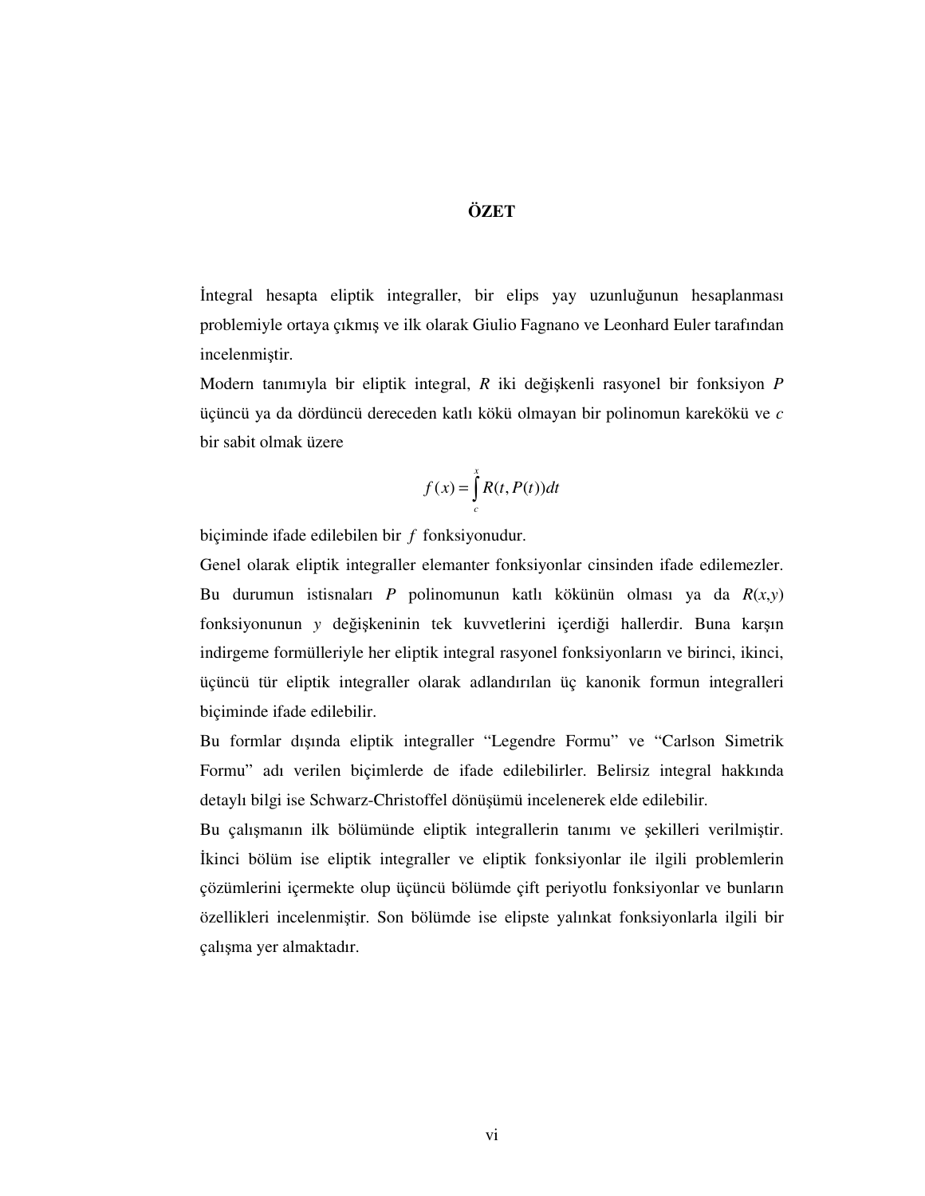# ÖZET

İntegral hesapta eliptik integraller, bir elips yay uzunluğunun hesaplanması problemiyle ortaya çıkmış ve ilk olarak Giulio Fagnano ve Leonhard Euler tarafından incelenmiştir.

Modern tanımıyla bir eliptik integral, $R$ iki değişkenli rasyonel bir fonksiyon $P$ üçüncü ya da dördüncü dereceden katlı kökü olmayan bir polinomun karekökü ve $c$ bir sabit olmak üzere

$$f(x) = \int_{c}^{x} R(t, P(t))dt$$

biçiminde ifade edilebilen bir $f$ fonksiyonudur.

Genel olarak eliptik integraller elemanter fonksiyonlar cinsinden ifade edilemezler. Bu durumun istisnaları $P$ polinomunun katlı kökünün olması ya da $R(x,y)$ fonksiyonunun $y$ değişkeninin tek kuvvetlerini içerdiği hallerdir. Buna karşın indirgeme formülleriyle her eliptik integral rasyonel fonksiyonların ve birinci, ikinci, üçüncü tür eliptik integraller olarak adlandırılan üç kanonik formun integralleri biçiminde ifade edilebilir.

Bu formlar dışında eliptik integraller "Legendre Formu" ve "Carlson Simetrik Formu" adı verilen biçimlerde de ifade edilebilirler. Belirsiz integral hakkında detaylı bilgi ise Schwarz-Christoffel dönüşümü incelenerek elde edilebilir.

Bu çalışmanın ilk bölümünde eliptik integrallerin tanımı ve şekilleri verilmiştir. İkinci bölüm ise eliptik integraller ve eliptik fonksiyonlar ile ilgili problemlerin çözümlerini içermekte olup üçüncü bölümde çift periyotlu fonksiyonlar ve bunların özellikleri incelenmiştir. Son bölümde ise elipste yalınkat fonksiyonlarla ilgili bir çalışma yer almaktadır.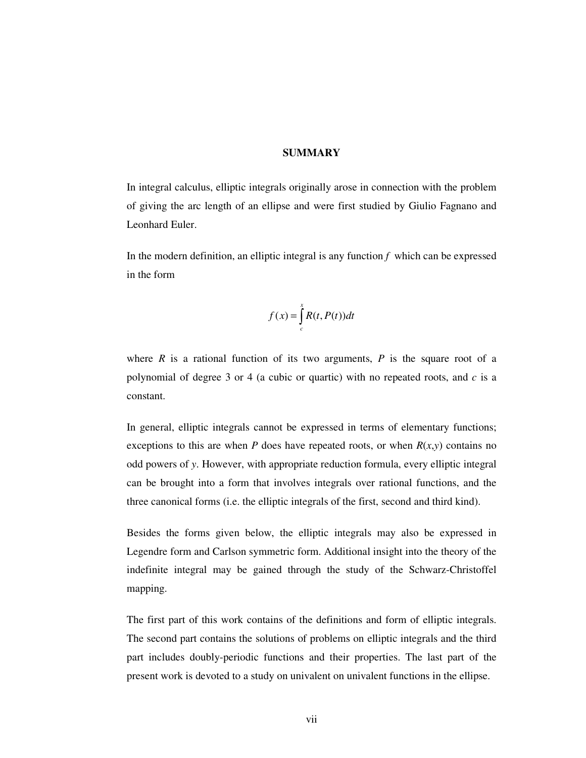**SUMMARY**

In integral calculus, elliptic integrals originally arose in connection with the problem of giving the arc length of an ellipse and were first studied by Giulio Fagnano and Leonhard Euler.

In the modern definition, an elliptic integral is any function $f$ which can be expressed in the form

$$f(x) = \int_{c}^{x} R(t, P(t))dt$$

where $R$ is a rational function of its two arguments, $P$ is the square root of a polynomial of degree 3 or 4 (a cubic or quartic) with no repeated roots, and $c$ is a constant.

In general, elliptic integrals cannot be expressed in terms of elementary functions; exceptions to this are when $P$ does have repeated roots, or when $R(x,y)$ contains no odd powers of $y$. However, with appropriate reduction formula, every elliptic integral can be brought into a form that involves integrals over rational functions, and the three canonical forms (i.e. the elliptic integrals of the first, second and third kind).

Besides the forms given below, the elliptic integrals may also be expressed in Legendre form and Carlson symmetric form. Additional insight into the theory of the indefinite integral may be gained through the study of the Schwarz-Christoffel mapping.

The first part of this work contains of the definitions and form of elliptic integrals. The second part contains the solutions of problems on elliptic integrals and the third part includes doubly-periodic functions and their properties. The last part of the present work is devoted to a study on univalent on univalent functions in the ellipse.